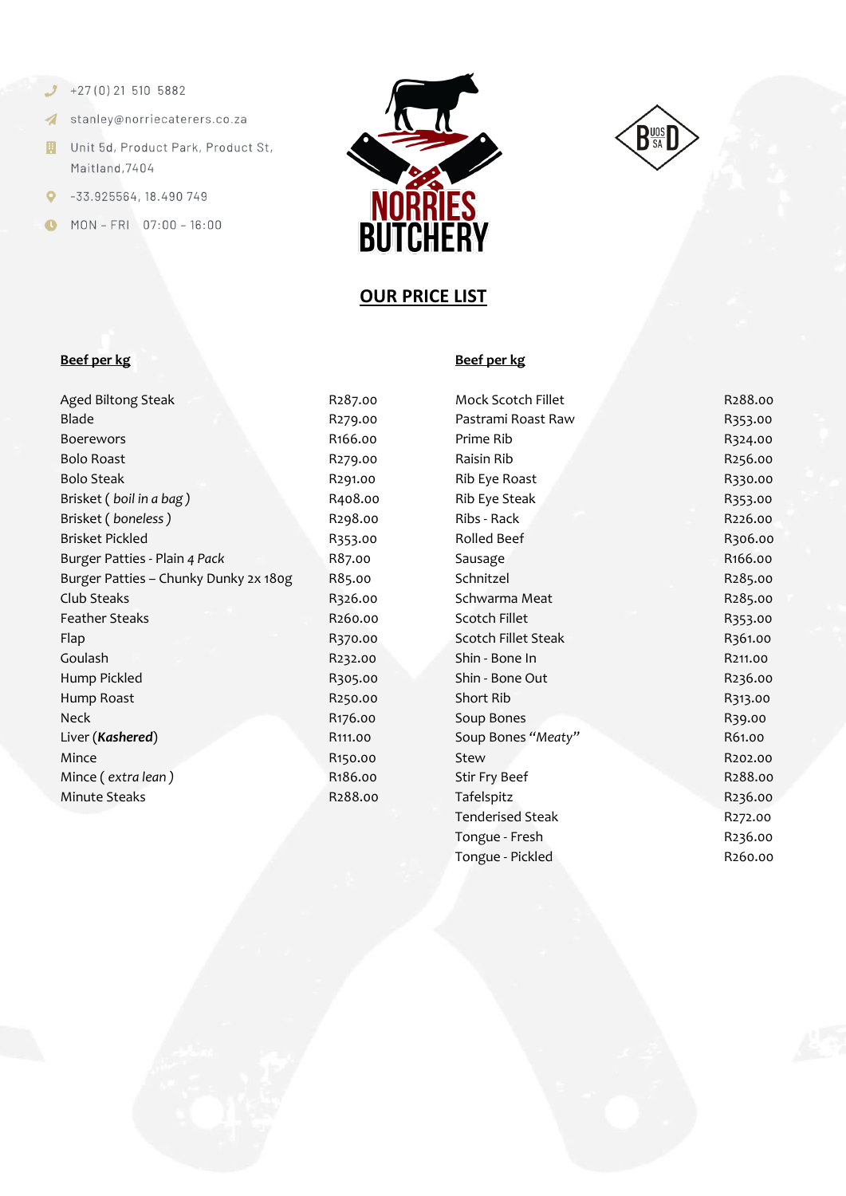+27 (0) 21 510 5882

stanley@norriecaterers.co.za

Unit 5d, Product Park, Product St, Maitland, 7404

-33.925564, 18.490 749

MON – FRI 07:00 – 16:00

# NORRIES BUTCHERY

BUOS SA D

## OUR PRICE LIST

### Beef per kg

| Item | Price |
| --- | --- |
| Aged Biltong Steak | R287.00 |
| Blade | R279.00 |
| Boerewors | R166.00 |
| Bolo Roast | R279.00 |
| Bolo Steak | R291.00 |
| Brisket ( *boil in a bag* ) | R408.00 |
| Brisket ( *boneless* ) | R298.00 |
| Brisket Pickled | R353.00 |
| Burger Patties - Plain *4 Pack* | R87.00 |
| Burger Patties – Chunky Dunky 2x 180g | R85.00 |
| Club Steaks | R326.00 |
| Feather Steaks | R260.00 |
| Flap | R370.00 |
| Goulash | R232.00 |
| Hump Pickled | R305.00 |
| Hump Roast | R250.00 |
| Neck | R176.00 |
| Liver (***Kashered***) | R111.00 |
| Mince | R150.00 |
| Mince ( *extra lean* ) | R186.00 |
| Minute Steaks | R288.00 |

### Beef per kg

| Item | Price |
| --- | --- |
| Mock Scotch Fillet | R288.00 |
| Pastrami Roast Raw | R353.00 |
| Prime Rib | R324.00 |
| Raisin Rib | R256.00 |
| Rib Eye Roast | R330.00 |
| Rib Eye Steak | R353.00 |
| Ribs - Rack | R226.00 |
| Rolled Beef | R306.00 |
| Sausage | R166.00 |
| Schnitzel | R285.00 |
| Schwarma Meat | R285.00 |
| Scotch Fillet | R353.00 |
| Scotch Fillet Steak | R361.00 |
| Shin - Bone In | R211.00 |
| Shin - Bone Out | R236.00 |
| Short Rib | R313.00 |
| Soup Bones | R39.00 |
| Soup Bones *"Meaty"* | R61.00 |
| Stew | R202.00 |
| Stir Fry Beef | R288.00 |
| Tafelspitz | R236.00 |
| Tenderised Steak | R272.00 |
| Tongue - Fresh | R236.00 |
| Tongue - Pickled | R260.00 |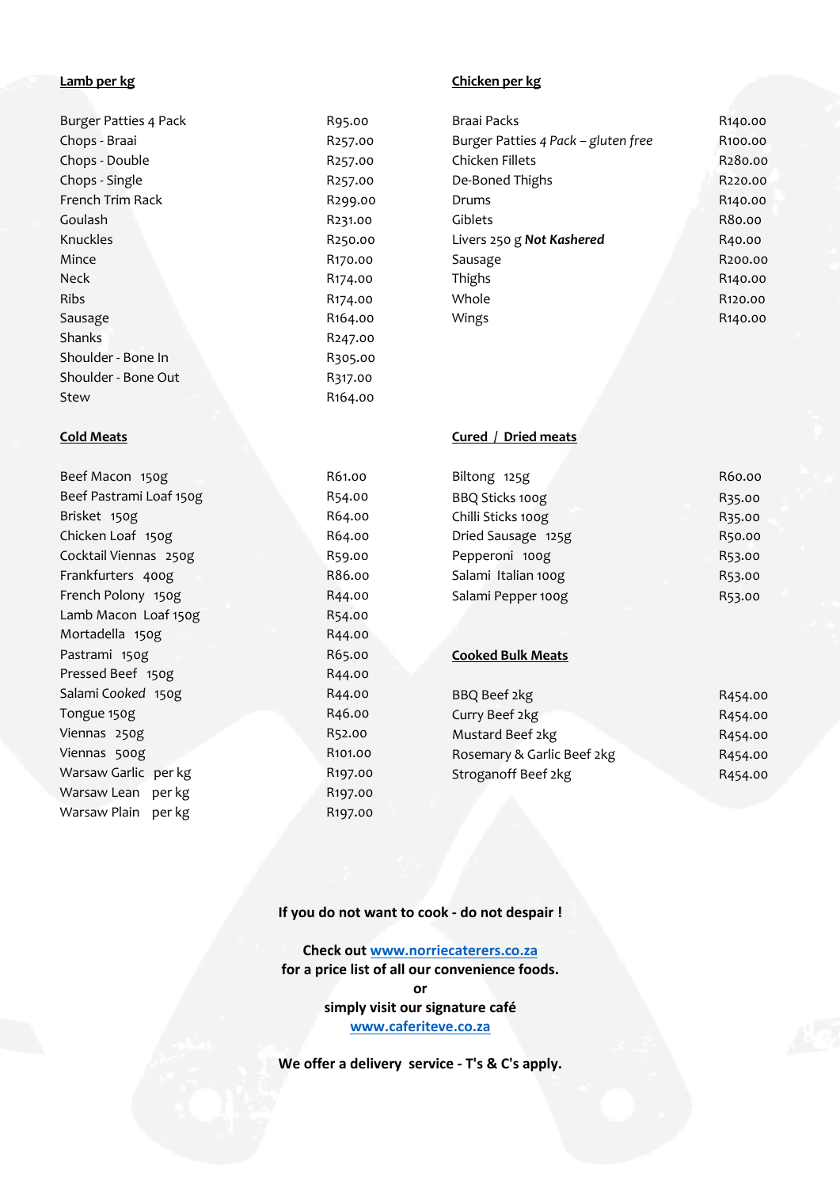**Lamb per kg**

| | |
|---|---|
| Burger Patties 4 Pack | R95.00 |
| Chops - Braai | R257.00 |
| Chops - Double | R257.00 |
| Chops - Single | R257.00 |
| French Trim Rack | R299.00 |
| Goulash | R231.00 |
| Knuckles | R250.00 |
| Mince | R170.00 |
| Neck | R174.00 |
| Ribs | R174.00 |
| Sausage | R164.00 |
| Shanks | R247.00 |
| Shoulder - Bone In | R305.00 |
| Shoulder - Bone Out | R317.00 |
| Stew | R164.00 |

**Cold Meats**

| | |
|---|---|
| Beef Macon 150g | R61.00 |
| Beef Pastrami Loaf 150g | R54.00 |
| Brisket 150g | R64.00 |
| Chicken Loaf 150g | R64.00 |
| Cocktail Viennas 250g | R59.00 |
| Frankfurters 400g | R86.00 |
| French Polony 150g | R44.00 |
| Lamb Macon Loaf 150g | R54.00 |
| Mortadella 150g | R44.00 |
| Pastrami 150g | R65.00 |
| Pressed Beef 150g | R44.00 |
| Salami *Cooked* 150g | R44.00 |
| Tongue 150g | R46.00 |
| Viennas 250g | R52.00 |
| Viennas 500g | R101.00 |
| Warsaw Garlic per kg | R197.00 |
| Warsaw Lean per kg | R197.00 |
| Warsaw Plain per kg | R197.00 |

**Chicken per kg**

| | |
|---|---|
| Braai Packs | R140.00 |
| Burger Patties 4 Pack – *gluten free* | R100.00 |
| Chicken Fillets | R280.00 |
| De-Boned Thighs | R220.00 |
| Drums | R140.00 |
| Giblets | R80.00 |
| Livers 250 g ***Not Kashered*** | R40.00 |
| Sausage | R200.00 |
| Thighs | R140.00 |
| Whole | R120.00 |
| Wings | R140.00 |

**Cured / Dried meats**

| | |
|---|---|
| Biltong 125g | R60.00 |
| BBQ Sticks 100g | R35.00 |
| Chilli Sticks 100g | R35.00 |
| Dried Sausage 125g | R50.00 |
| Pepperoni 100g | R53.00 |
| Salami Italian 100g | R53.00 |
| Salami Pepper 100g | R53.00 |

**Cooked Bulk Meats**

| | |
|---|---|
| BBQ Beef 2kg | R454.00 |
| Curry Beef 2kg | R454.00 |
| Mustard Beef 2kg | R454.00 |
| Rosemary & Garlic Beef 2kg | R454.00 |
| Stroganoff Beef 2kg | R454.00 |

**If you do not want to cook - do not despair !**

**Check out [www.norriecaterers.co.za](http://www.norriecaterers.co.za)**
**for a price list of all our convenience foods.**
**or**
**simply visit our signature café**
**[www.caferiteve.co.za](http://www.caferiteve.co.za)**

**We offer a delivery service - T's & C's apply.**